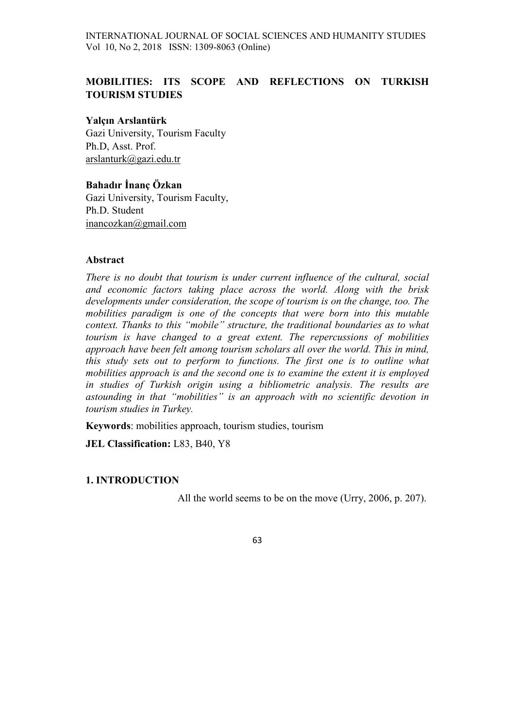# MOBILITIES: ITS SCOPE AND REFLECTIONS ON TURKISH TOURISM STUDIES

**Yalçın Arslantürk**
Gazi University, Tourism Faculty
Ph.D, Asst. Prof.
arslanturk@gazi.edu.tr

**Bahadır İnanç Özkan**
Gazi University, Tourism Faculty,
Ph.D. Student
inancozkan@gmail.com

## Abstract

*There is no doubt that tourism is under current influence of the cultural, social and economic factors taking place across the world. Along with the brisk developments under consideration, the scope of tourism is on the change, too. The mobilities paradigm is one of the concepts that were born into this mutable context. Thanks to this "mobile" structure, the traditional boundaries as to what tourism is have changed to a great extent. The repercussions of mobilities approach have been felt among tourism scholars all over the world. This in mind, this study sets out to perform to functions. The first one is to outline what mobilities approach is and the second one is to examine the extent it is employed in studies of Turkish origin using a bibliometric analysis. The results are astounding in that "mobilities" is an approach with no scientific devotion in tourism studies in Turkey.*

**Keywords**: mobilities approach, tourism studies, tourism

**JEL Classification:** L83, B40, Y8

## 1. INTRODUCTION

All the world seems to be on the move (Urry, 2006, p. 207).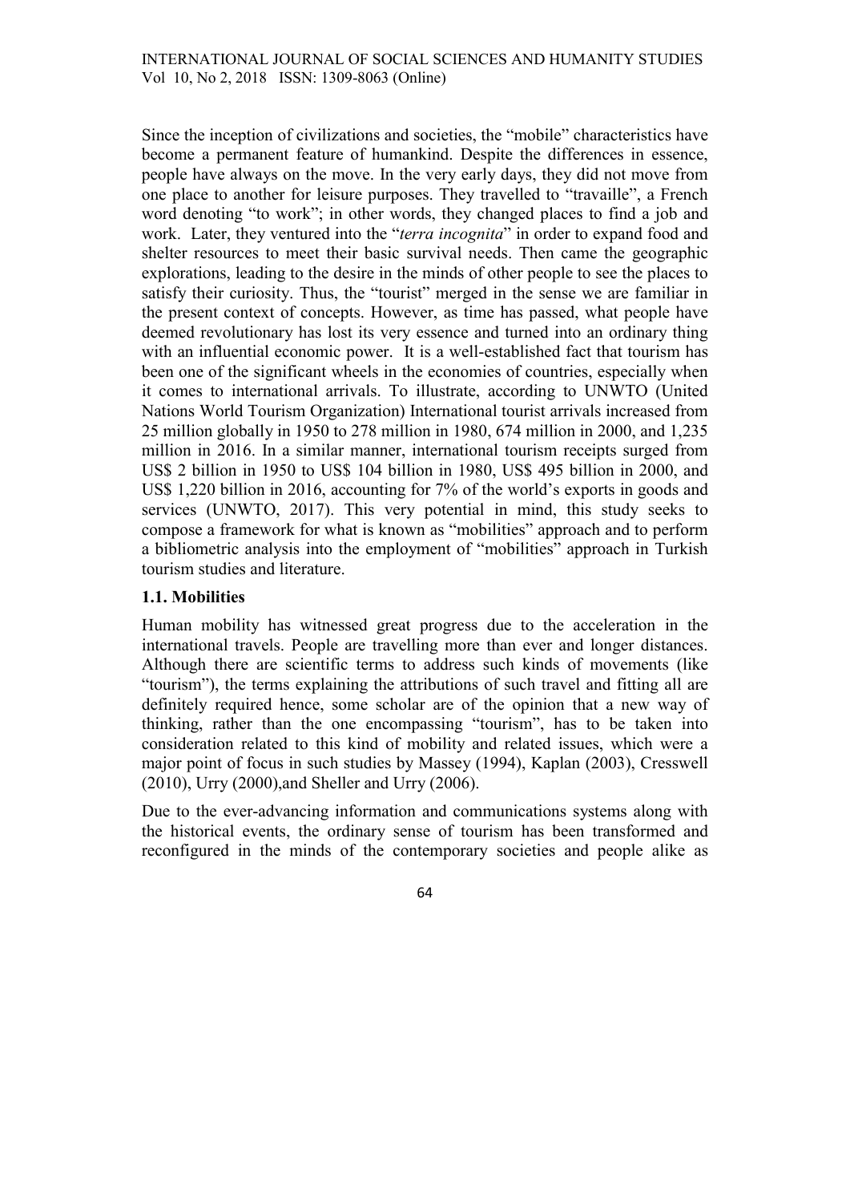Since the inception of civilizations and societies, the "mobile" characteristics have become a permanent feature of humankind. Despite the differences in essence, people have always on the move. In the very early days, they did not move from one place to another for leisure purposes. They travelled to "travaille", a French word denoting "to work"; in other words, they changed places to find a job and work. Later, they ventured into the "*terra incognita*" in order to expand food and shelter resources to meet their basic survival needs. Then came the geographic explorations, leading to the desire in the minds of other people to see the places to satisfy their curiosity. Thus, the "tourist" merged in the sense we are familiar in the present context of concepts. However, as time has passed, what people have deemed revolutionary has lost its very essence and turned into an ordinary thing with an influential economic power. It is a well-established fact that tourism has been one of the significant wheels in the economies of countries, especially when it comes to international arrivals. To illustrate, according to UNWTO (United Nations World Tourism Organization) International tourist arrivals increased from 25 million globally in 1950 to 278 million in 1980, 674 million in 2000, and 1,235 million in 2016. In a similar manner, international tourism receipts surged from US$ 2 billion in 1950 to US$ 104 billion in 1980, US$ 495 billion in 2000, and US$ 1,220 billion in 2016, accounting for 7% of the world's exports in goods and services (UNWTO, 2017). This very potential in mind, this study seeks to compose a framework for what is known as "mobilities" approach and to perform a bibliometric analysis into the employment of "mobilities" approach in Turkish tourism studies and literature.

### 1.1. Mobilities

Human mobility has witnessed great progress due to the acceleration in the international travels. People are travelling more than ever and longer distances. Although there are scientific terms to address such kinds of movements (like "tourism"), the terms explaining the attributions of such travel and fitting all are definitely required hence, some scholar are of the opinion that a new way of thinking, rather than the one encompassing "tourism", has to be taken into consideration related to this kind of mobility and related issues, which were a major point of focus in such studies by Massey (1994), Kaplan (2003), Cresswell (2010), Urry (2000),and Sheller and Urry (2006).

Due to the ever-advancing information and communications systems along with the historical events, the ordinary sense of tourism has been transformed and reconfigured in the minds of the contemporary societies and people alike as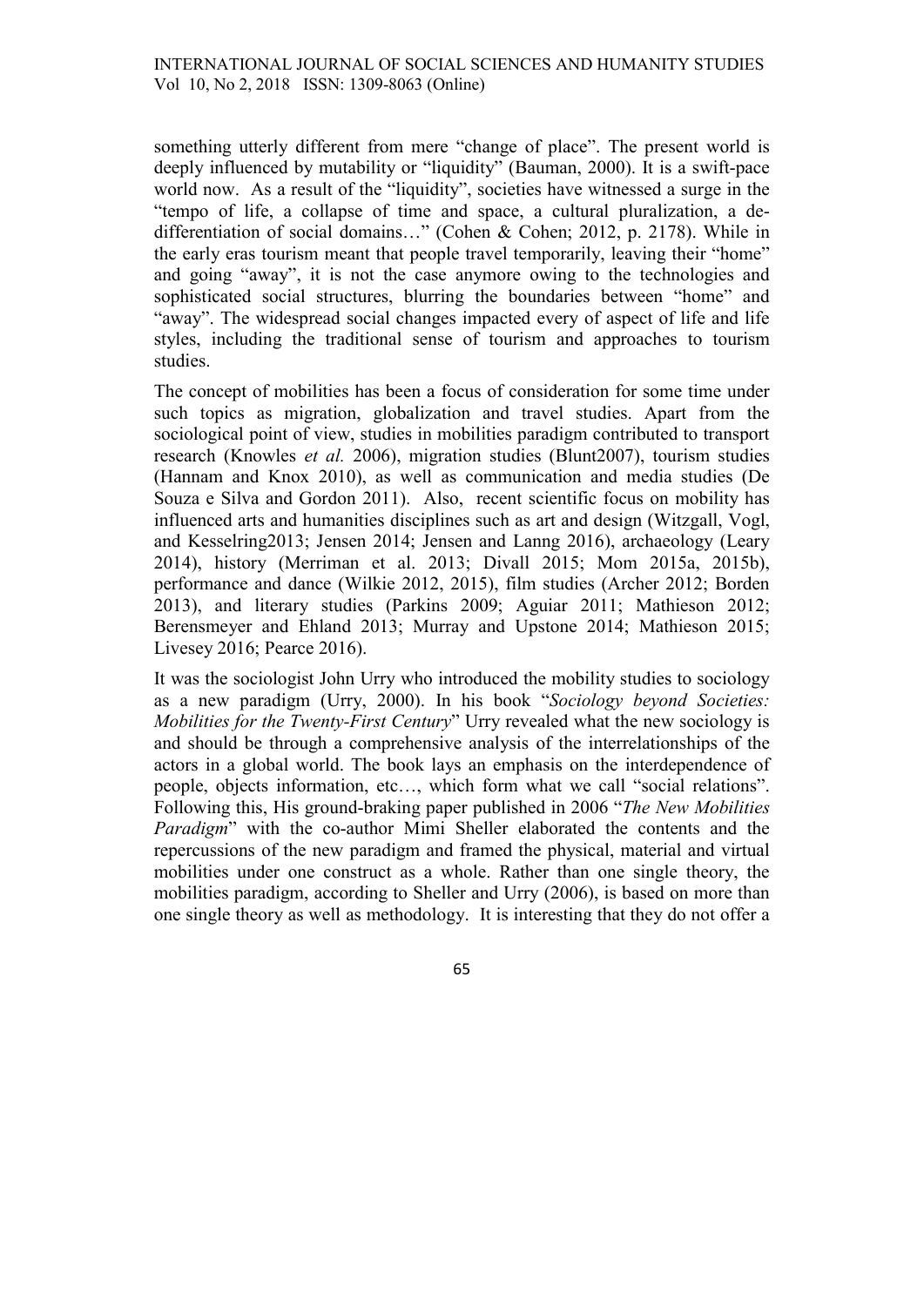something utterly different from mere "change of place". The present world is deeply influenced by mutability or "liquidity" (Bauman, 2000). It is a swift-pace world now. As a result of the "liquidity", societies have witnessed a surge in the "tempo of life, a collapse of time and space, a cultural pluralization, a de-differentiation of social domains…" (Cohen & Cohen; 2012, p. 2178). While in the early eras tourism meant that people travel temporarily, leaving their "home" and going "away", it is not the case anymore owing to the technologies and sophisticated social structures, blurring the boundaries between "home" and "away". The widespread social changes impacted every of aspect of life and life styles, including the traditional sense of tourism and approaches to tourism studies.

The concept of mobilities has been a focus of consideration for some time under such topics as migration, globalization and travel studies. Apart from the sociological point of view, studies in mobilities paradigm contributed to transport research (Knowles *et al.* 2006), migration studies (Blunt2007), tourism studies (Hannam and Knox 2010), as well as communication and media studies (De Souza e Silva and Gordon 2011). Also, recent scientific focus on mobility has influenced arts and humanities disciplines such as art and design (Witzgall, Vogl, and Kesselring2013; Jensen 2014; Jensen and Lanng 2016), archaeology (Leary 2014), history (Merriman et al. 2013; Divall 2015; Mom 2015a, 2015b), performance and dance (Wilkie 2012, 2015), film studies (Archer 2012; Borden 2013), and literary studies (Parkins 2009; Aguiar 2011; Mathieson 2012; Berensmeyer and Ehland 2013; Murray and Upstone 2014; Mathieson 2015; Livesey 2016; Pearce 2016).

It was the sociologist John Urry who introduced the mobility studies to sociology as a new paradigm (Urry, 2000). In his book "*Sociology beyond Societies: Mobilities for the Twenty-First Century*" Urry revealed what the new sociology is and should be through a comprehensive analysis of the interrelationships of the actors in a global world. The book lays an emphasis on the interdependence of people, objects information, etc…, which form what we call "social relations". Following this, His ground-braking paper published in 2006 "*The New Mobilities Paradigm*" with the co-author Mimi Sheller elaborated the contents and the repercussions of the new paradigm and framed the physical, material and virtual mobilities under one construct as a whole. Rather than one single theory, the mobilities paradigm, according to Sheller and Urry (2006), is based on more than one single theory as well as methodology. It is interesting that they do not offer a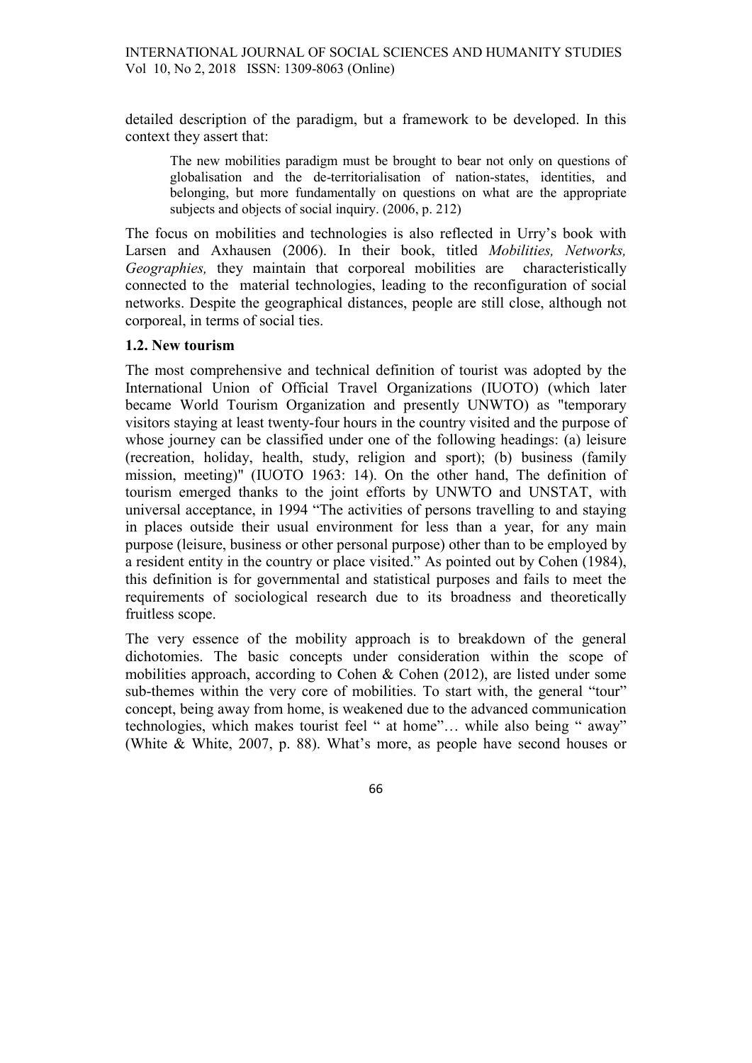detailed description of the paradigm, but a framework to be developed. In this context they assert that:

> The new mobilities paradigm must be brought to bear not only on questions of globalisation and the de-territorialisation of nation-states, identities, and belonging, but more fundamentally on questions on what are the appropriate subjects and objects of social inquiry. (2006, p. 212)

The focus on mobilities and technologies is also reflected in Urry's book with Larsen and Axhausen (2006). In their book, titled *Mobilities, Networks, Geographies,* they maintain that corporeal mobilities are characteristically connected to the material technologies, leading to the reconfiguration of social networks. Despite the geographical distances, people are still close, although not corporeal, in terms of social ties.

### 1.2. New tourism

The most comprehensive and technical definition of tourist was adopted by the International Union of Official Travel Organizations (IUOTO) (which later became World Tourism Organization and presently UNWTO) as "temporary visitors staying at least twenty-four hours in the country visited and the purpose of whose journey can be classified under one of the following headings: (a) leisure (recreation, holiday, health, study, religion and sport); (b) business (family mission, meeting)" (IUOTO 1963: 14). On the other hand, The definition of tourism emerged thanks to the joint efforts by UNWTO and UNSTAT, with universal acceptance, in 1994 "The activities of persons travelling to and staying in places outside their usual environment for less than a year, for any main purpose (leisure, business or other personal purpose) other than to be employed by a resident entity in the country or place visited." As pointed out by Cohen (1984), this definition is for governmental and statistical purposes and fails to meet the requirements of sociological research due to its broadness and theoretically fruitless scope.

The very essence of the mobility approach is to breakdown of the general dichotomies. The basic concepts under consideration within the scope of mobilities approach, according to Cohen & Cohen (2012), are listed under some sub-themes within the very core of mobilities. To start with, the general "tour" concept, being away from home, is weakened due to the advanced communication technologies, which makes tourist feel " at home"… while also being " away" (White & White, 2007, p. 88). What's more, as people have second houses or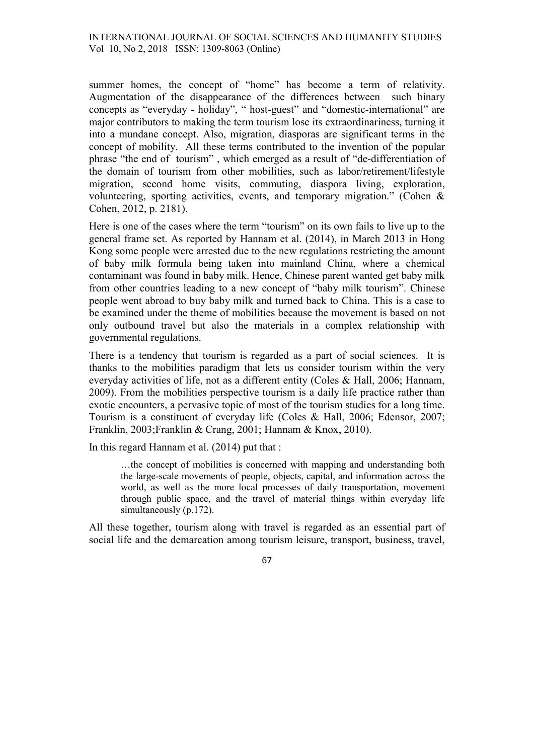summer homes, the concept of "home" has become a term of relativity. Augmentation of the disappearance of the differences between such binary concepts as "everyday - holiday", " host-guest" and "domestic-international" are major contributors to making the term tourism lose its extraordinariness, turning it into a mundane concept. Also, migration, diasporas are significant terms in the concept of mobility. All these terms contributed to the invention of the popular phrase "the end of tourism" , which emerged as a result of "de-differentiation of the domain of tourism from other mobilities, such as labor/retirement/lifestyle migration, second home visits, commuting, diaspora living, exploration, volunteering, sporting activities, events, and temporary migration." (Cohen & Cohen, 2012, p. 2181).

Here is one of the cases where the term "tourism" on its own fails to live up to the general frame set. As reported by Hannam et al. (2014), in March 2013 in Hong Kong some people were arrested due to the new regulations restricting the amount of baby milk formula being taken into mainland China, where a chemical contaminant was found in baby milk. Hence, Chinese parent wanted get baby milk from other countries leading to a new concept of "baby milk tourism". Chinese people went abroad to buy baby milk and turned back to China. This is a case to be examined under the theme of mobilities because the movement is based on not only outbound travel but also the materials in a complex relationship with governmental regulations.

There is a tendency that tourism is regarded as a part of social sciences. It is thanks to the mobilities paradigm that lets us consider tourism within the very everyday activities of life, not as a different entity (Coles & Hall, 2006; Hannam, 2009). From the mobilities perspective tourism is a daily life practice rather than exotic encounters, a pervasive topic of most of the tourism studies for a long time. Tourism is a constituent of everyday life (Coles & Hall, 2006; Edensor, 2007; Franklin, 2003;Franklin & Crang, 2001; Hannam & Knox, 2010).

In this regard Hannam et al. (2014) put that :

> …the concept of mobilities is concerned with mapping and understanding both the large-scale movements of people, objects, capital, and information across the world, as well as the more local processes of daily transportation, movement through public space, and the travel of material things within everyday life simultaneously (p.172).

All these together, tourism along with travel is regarded as an essential part of social life and the demarcation among tourism leisure, transport, business, travel,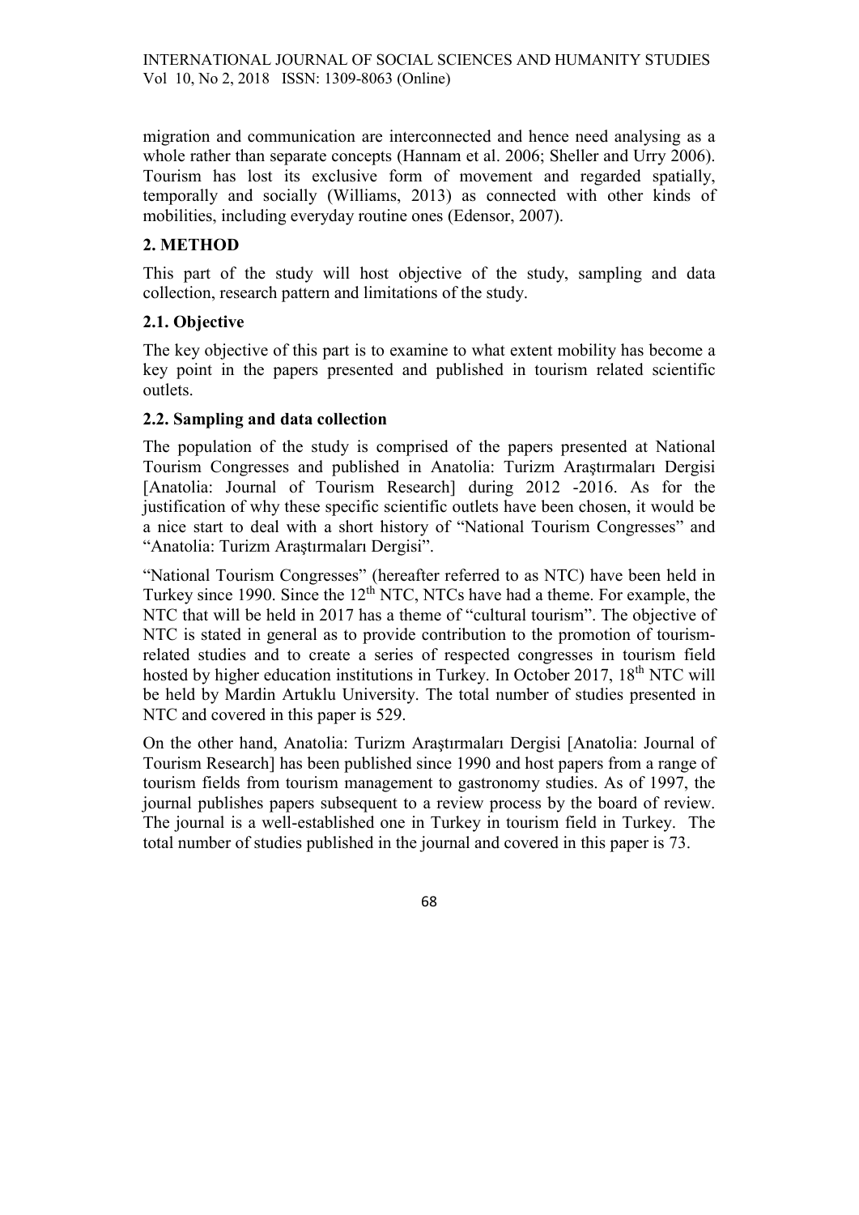migration and communication are interconnected and hence need analysing as a whole rather than separate concepts (Hannam et al. 2006; Sheller and Urry 2006). Tourism has lost its exclusive form of movement and regarded spatially, temporally and socially (Williams, 2013) as connected with other kinds of mobilities, including everyday routine ones (Edensor, 2007).

## 2. METHOD

This part of the study will host objective of the study, sampling and data collection, research pattern and limitations of the study.

### 2.1. Objective

The key objective of this part is to examine to what extent mobility has become a key point in the papers presented and published in tourism related scientific outlets.

### 2.2. Sampling and data collection

The population of the study is comprised of the papers presented at National Tourism Congresses and published in Anatolia: Turizm Araştırmaları Dergisi [Anatolia: Journal of Tourism Research] during 2012 -2016. As for the justification of why these specific scientific outlets have been chosen, it would be a nice start to deal with a short history of "National Tourism Congresses" and "Anatolia: Turizm Araştırmaları Dergisi".

"National Tourism Congresses" (hereafter referred to as NTC) have been held in Turkey since 1990. Since the 12th NTC, NTCs have had a theme. For example, the NTC that will be held in 2017 has a theme of "cultural tourism". The objective of NTC is stated in general as to provide contribution to the promotion of tourism-related studies and to create a series of respected congresses in tourism field hosted by higher education institutions in Turkey. In October 2017, 18th NTC will be held by Mardin Artuklu University. The total number of studies presented in NTC and covered in this paper is 529.

On the other hand, Anatolia: Turizm Araştırmaları Dergisi [Anatolia: Journal of Tourism Research] has been published since 1990 and host papers from a range of tourism fields from tourism management to gastronomy studies. As of 1997, the journal publishes papers subsequent to a review process by the board of review. The journal is a well-established one in Turkey in tourism field in Turkey. The total number of studies published in the journal and covered in this paper is 73.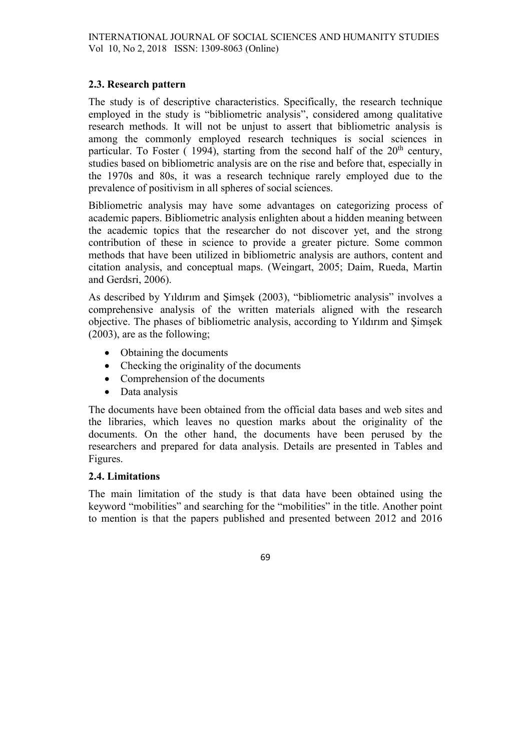## 2.3. Research pattern

The study is of descriptive characteristics. Specifically, the research technique employed in the study is "bibliometric analysis", considered among qualitative research methods. It will not be unjust to assert that bibliometric analysis is among the commonly employed research techniques is social sciences in particular. To Foster ( 1994), starting from the second half of the 20th century, studies based on bibliometric analysis are on the rise and before that, especially in the 1970s and 80s, it was a research technique rarely employed due to the prevalence of positivism in all spheres of social sciences.

Bibliometric analysis may have some advantages on categorizing process of academic papers. Bibliometric analysis enlighten about a hidden meaning between the academic topics that the researcher do not discover yet, and the strong contribution of these in science to provide a greater picture. Some common methods that have been utilized in bibliometric analysis are authors, content and citation analysis, and conceptual maps. (Weingart, 2005; Daim, Rueda, Martin and Gerdsri, 2006).

As described by Yıldırım and Şimşek (2003), "bibliometric analysis" involves a comprehensive analysis of the written materials aligned with the research objective. The phases of bibliometric analysis, according to Yıldırım and Şimşek (2003), are as the following;

- Obtaining the documents
- Checking the originality of the documents
- Comprehension of the documents
- Data analysis

The documents have been obtained from the official data bases and web sites and the libraries, which leaves no question marks about the originality of the documents. On the other hand, the documents have been perused by the researchers and prepared for data analysis. Details are presented in Tables and Figures.

## 2.4. Limitations

The main limitation of the study is that data have been obtained using the keyword "mobilities" and searching for the "mobilities" in the title. Another point to mention is that the papers published and presented between 2012 and 2016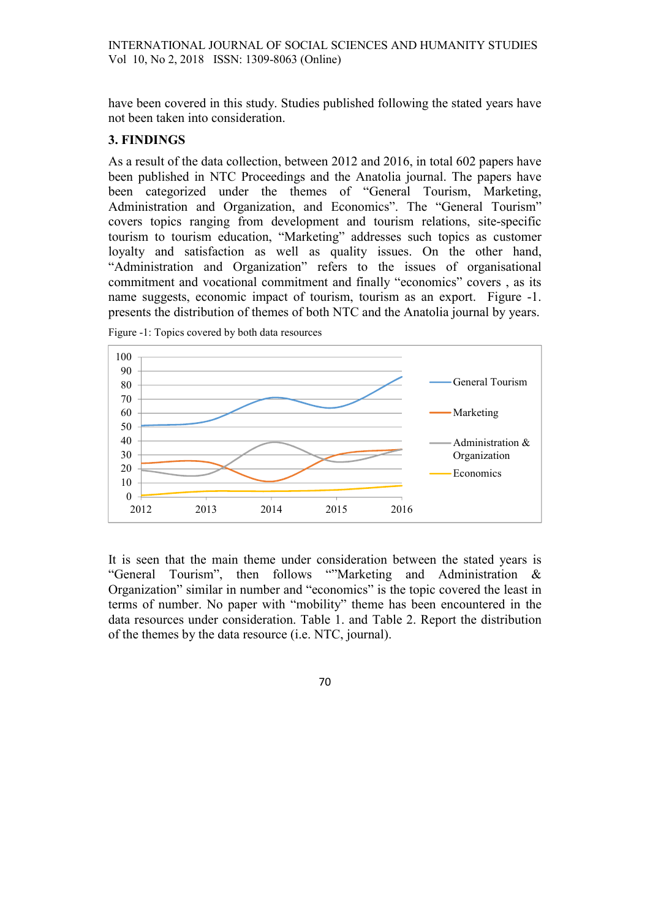have been covered in this study. Studies published following the stated years have not been taken into consideration.

## 3. FINDINGS

As a result of the data collection, between 2012 and 2016, in total 602 papers have been published in NTC Proceedings and the Anatolia journal. The papers have been categorized under the themes of "General Tourism, Marketing, Administration and Organization, and Economics". The "General Tourism" covers topics ranging from development and tourism relations, site-specific tourism to tourism education, "Marketing" addresses such topics as customer loyalty and satisfaction as well as quality issues. On the other hand, "Administration and Organization" refers to the issues of organisational commitment and vocational commitment and finally "economics" covers , as its name suggests, economic impact of tourism, tourism as an export. Figure -1. presents the distribution of themes of both NTC and the Anatolia journal by years.

Figure -1: Topics covered by both data resources

It is seen that the main theme under consideration between the stated years is "General Tourism", then follows ""Marketing and Administration & Organization" similar in number and "economics" is the topic covered the least in terms of number. No paper with "mobility" theme has been encountered in the data resources under consideration. Table 1. and Table 2. Report the distribution of the themes by the data resource (i.e. NTC, journal).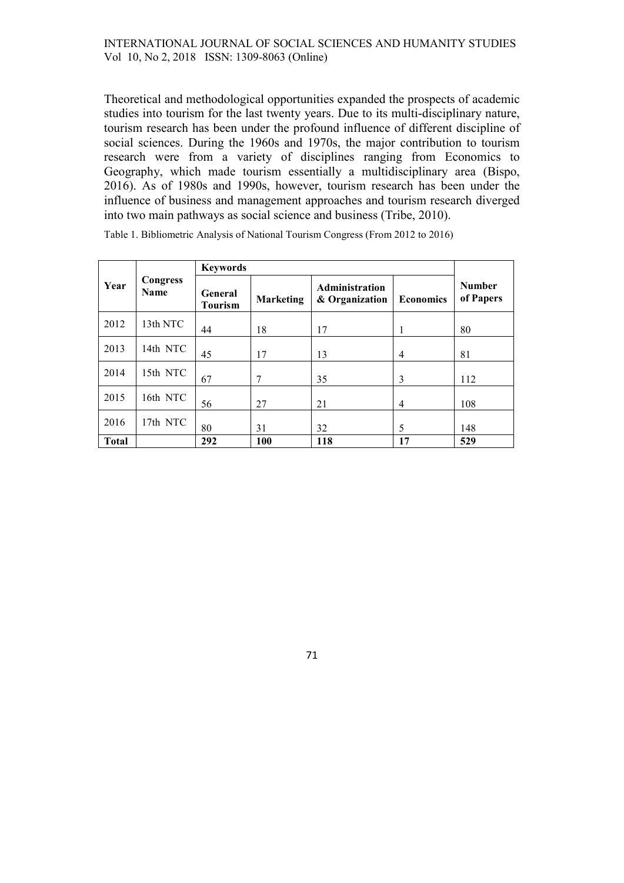Theoretical and methodological opportunities expanded the prospects of academic studies into tourism for the last twenty years. Due to its multi-disciplinary nature, tourism research has been under the profound influence of different discipline of social sciences. During the 1960s and 1970s, the major contribution to tourism research were from a variety of disciplines ranging from Economics to Geography, which made tourism essentially a multidisciplinary area (Bispo, 2016). As of 1980s and 1990s, however, tourism research has been under the influence of business and management approaches and tourism research diverged into two main pathways as social science and business (Tribe, 2010).

Table 1. Bibliometric Analysis of National Tourism Congress (From 2012 to 2016)

| Year | Congress Name | Keywords | | | | Number of Papers |
|---|---|---|---|---|---|---|
| | | General Tourism | Marketing | Administration & Organization | Economics | |
| 2012 | 13th NTC | 44 | 18 | 17 | 1 | 80 |
| 2013 | 14th NTC | 45 | 17 | 13 | 4 | 81 |
| 2014 | 15th NTC | 67 | 7 | 35 | 3 | 112 |
| 2015 | 16th NTC | 56 | 27 | 21 | 4 | 108 |
| 2016 | 17th NTC | 80 | 31 | 32 | 5 | 148 |
| **Total** | | **292** | **100** | **118** | **17** | **529** |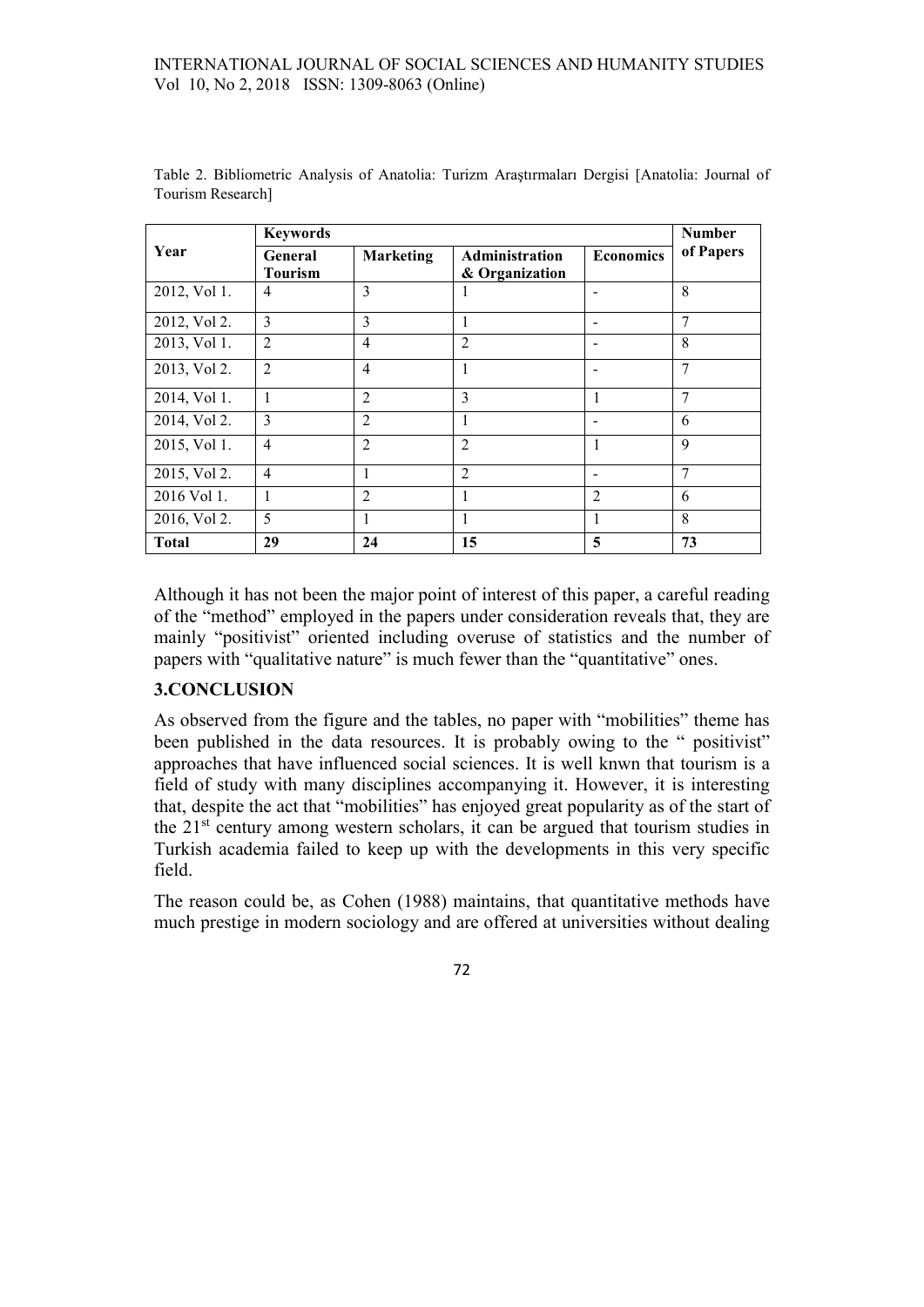Table 2. Bibliometric Analysis of Anatolia: Turizm Araştırmaları Dergisi [Anatolia: Journal of Tourism Research]

| Year | Keywords | | | | Number of Papers |
|---|---|---|---|---|---|
| | **General Tourism** | **Marketing** | **Administration & Organization** | **Economics** | |
| 2012, Vol 1. | 4 | 3 | 1 | - | 8 |
| 2012, Vol 2. | 3 | 3 | 1 | - | 7 |
| 2013, Vol 1. | 2 | 4 | 2 | - | 8 |
| 2013, Vol 2. | 2 | 4 | 1 | - | 7 |
| 2014, Vol 1. | 1 | 2 | 3 | 1 | 7 |
| 2014, Vol 2. | 3 | 2 | 1 | - | 6 |
| 2015, Vol 1. | 4 | 2 | 2 | 1 | 9 |
| 2015, Vol 2. | 4 | 1 | 2 | - | 7 |
| 2016 Vol 1. | 1 | 2 | 1 | 2 | 6 |
| 2016, Vol 2. | 5 | 1 | 1 | 1 | 8 |
| **Total** | **29** | **24** | **15** | **5** | **73** |

Although it has not been the major point of interest of this paper, a careful reading of the "method" employed in the papers under consideration reveals that, they are mainly "positivist" oriented including overuse of statistics and the number of papers with "qualitative nature" is much fewer than the "quantitative" ones.

## 3.CONCLUSION

As observed from the figure and the tables, no paper with "mobilities" theme has been published in the data resources. It is probably owing to the " positivist" approaches that have influenced social sciences. It is well knwn that tourism is a field of study with many disciplines accompanying it. However, it is interesting that, despite the act that "mobilities" has enjoyed great popularity as of the start of the 21st century among western scholars, it can be argued that tourism studies in Turkish academia failed to keep up with the developments in this very specific field.

The reason could be, as Cohen (1988) maintains, that quantitative methods have much prestige in modern sociology and are offered at universities without dealing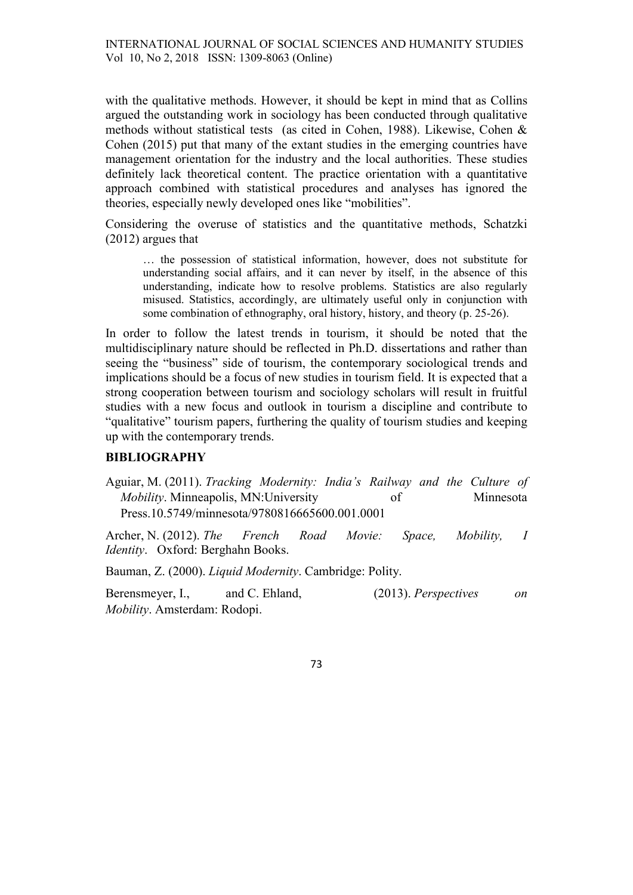with the qualitative methods. However, it should be kept in mind that as Collins argued the outstanding work in sociology has been conducted through qualitative methods without statistical tests (as cited in Cohen, 1988). Likewise, Cohen & Cohen (2015) put that many of the extant studies in the emerging countries have management orientation for the industry and the local authorities. These studies definitely lack theoretical content. The practice orientation with a quantitative approach combined with statistical procedures and analyses has ignored the theories, especially newly developed ones like "mobilities".

Considering the overuse of statistics and the quantitative methods, Schatzki (2012) argues that

> … the possession of statistical information, however, does not substitute for understanding social affairs, and it can never by itself, in the absence of this understanding, indicate how to resolve problems. Statistics are also regularly misused. Statistics, accordingly, are ultimately useful only in conjunction with some combination of ethnography, oral history, history, and theory (p. 25-26).

In order to follow the latest trends in tourism, it should be noted that the multidisciplinary nature should be reflected in Ph.D. dissertations and rather than seeing the "business" side of tourism, the contemporary sociological trends and implications should be a focus of new studies in tourism field. It is expected that a strong cooperation between tourism and sociology scholars will result in fruitful studies with a new focus and outlook in tourism a discipline and contribute to "qualitative" tourism papers, furthering the quality of tourism studies and keeping up with the contemporary trends.

## BIBLIOGRAPHY

Aguiar, M. (2011). *Tracking Modernity: India's Railway and the Culture of Mobility*. Minneapolis, MN:University of Minnesota Press.10.5749/minnesota/9780816665600.001.0001

Archer, N. (2012). *The French Road Movie: Space, Mobility, I Identity*. Oxford: Berghahn Books.

Bauman, Z. (2000). *Liquid Modernity*. Cambridge: Polity.

Berensmeyer, I., and C. Ehland, (2013). *Perspectives on Mobility*. Amsterdam: Rodopi.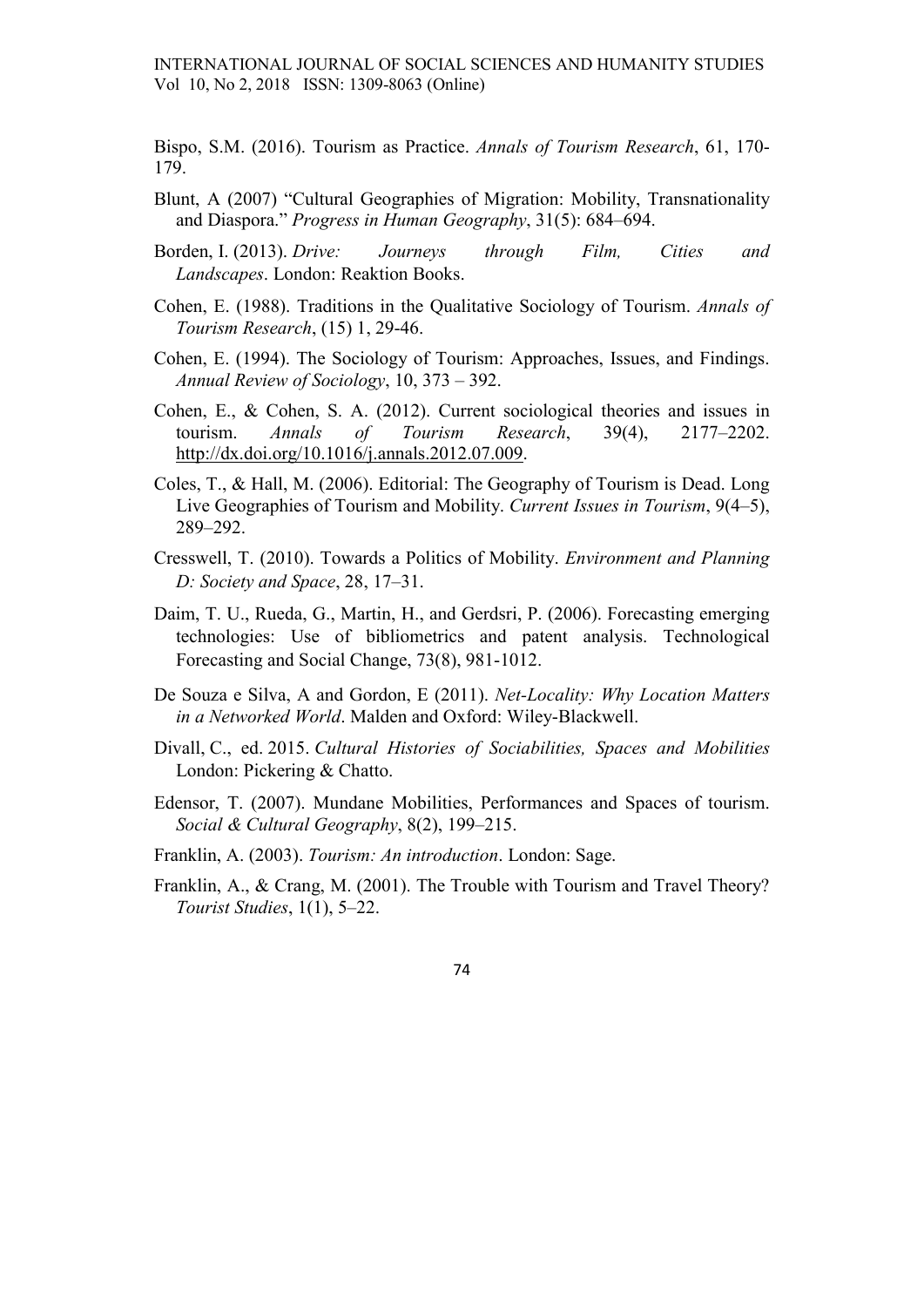Bispo, S.M. (2016). Tourism as Practice. *Annals of Tourism Research*, 61, 170-179.

Blunt, A (2007) "Cultural Geographies of Migration: Mobility, Transnationality and Diaspora." *Progress in Human Geography*, 31(5): 684–694.

Borden, I. (2013). *Drive: Journeys through Film, Cities and Landscapes*. London: Reaktion Books.

Cohen, E. (1988). Traditions in the Qualitative Sociology of Tourism. *Annals of Tourism Research*, (15) 1, 29-46.

Cohen, E. (1994). The Sociology of Tourism: Approaches, Issues, and Findings. *Annual Review of Sociology*, 10, 373 – 392.

Cohen, E., & Cohen, S. A. (2012). Current sociological theories and issues in tourism. *Annals of Tourism Research*, 39(4), 2177–2202. http://dx.doi.org/10.1016/j.annals.2012.07.009.

Coles, T., & Hall, M. (2006). Editorial: The Geography of Tourism is Dead. Long Live Geographies of Tourism and Mobility. *Current Issues in Tourism*, 9(4–5), 289–292.

Cresswell, T. (2010). Towards a Politics of Mobility. *Environment and Planning D: Society and Space*, 28, 17–31.

Daim, T. U., Rueda, G., Martin, H., and Gerdsri, P. (2006). Forecasting emerging technologies: Use of bibliometrics and patent analysis. Technological Forecasting and Social Change, 73(8), 981-1012.

De Souza e Silva, A and Gordon, E (2011). *Net-Locality: Why Location Matters in a Networked World*. Malden and Oxford: Wiley-Blackwell.

Divall, C., ed. 2015. *Cultural Histories of Sociabilities, Spaces and Mobilities* London: Pickering & Chatto.

Edensor, T. (2007). Mundane Mobilities, Performances and Spaces of tourism. *Social & Cultural Geography*, 8(2), 199–215.

Franklin, A. (2003). *Tourism: An introduction*. London: Sage.

Franklin, A., & Crang, M. (2001). The Trouble with Tourism and Travel Theory? *Tourist Studies*, 1(1), 5–22.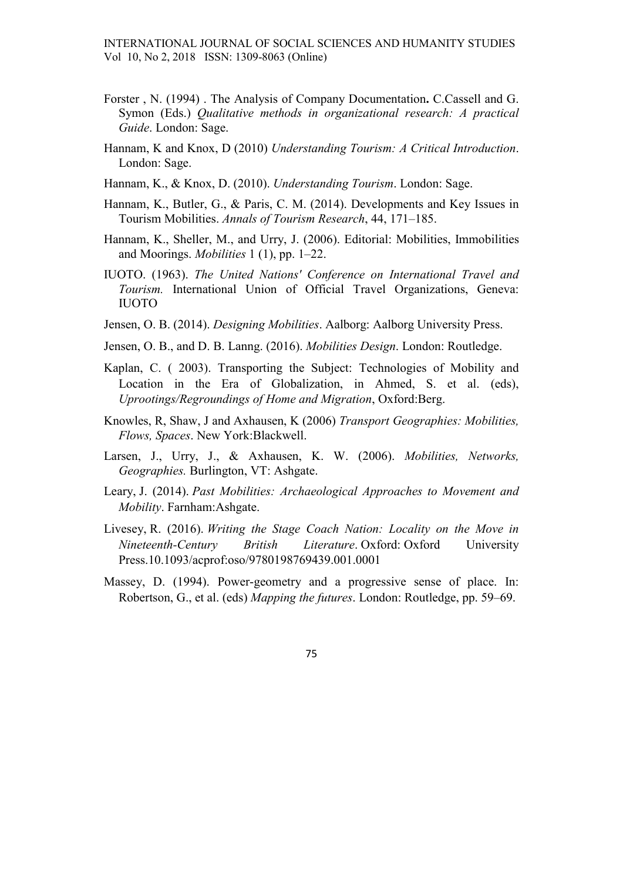Forster , N. (1994) . The Analysis of Company Documentation**.** C.Cassell and G. Symon (Eds.) *Qualitative methods in organizational research: A practical Guide*. London: Sage.

Hannam, K and Knox, D (2010) *Understanding Tourism: A Critical Introduction*. London: Sage.

Hannam, K., & Knox, D. (2010). *Understanding Tourism*. London: Sage.

Hannam, K., Butler, G., & Paris, C. M. (2014). Developments and Key Issues in Tourism Mobilities. *Annals of Tourism Research*, 44, 171–185.

Hannam, K., Sheller, M., and Urry, J. (2006). Editorial: Mobilities, Immobilities and Moorings. *Mobilities* 1 (1), pp. 1–22.

IUOTO. (1963). *The United Nations' Conference on International Travel and Tourism.* International Union of Official Travel Organizations, Geneva: IUOTO

Jensen, O. B. (2014). *Designing Mobilities*. Aalborg: Aalborg University Press.

Jensen, O. B., and D. B. Lanng. (2016). *Mobilities Design*. London: Routledge.

Kaplan, C. ( 2003). Transporting the Subject: Technologies of Mobility and Location in the Era of Globalization, in Ahmed, S. et al. (eds), *Uprootings/Regroundings of Home and Migration*, Oxford:Berg.

Knowles, R, Shaw, J and Axhausen, K (2006) *Transport Geographies: Mobilities, Flows, Spaces*. New York:Blackwell.

Larsen, J., Urry, J., & Axhausen, K. W. (2006). *Mobilities, Networks, Geographies.* Burlington, VT: Ashgate.

Leary, J. (2014). *Past Mobilities: Archaeological Approaches to Movement and Mobility*. Farnham:Ashgate.

Livesey, R. (2016). *Writing the Stage Coach Nation: Locality on the Move in Nineteenth-Century British Literature*. Oxford: Oxford University Press.10.1093/acprof:oso/9780198769439.001.0001

Massey, D. (1994). Power-geometry and a progressive sense of place. In: Robertson, G., et al. (eds) *Mapping the futures*. London: Routledge, pp. 59–69.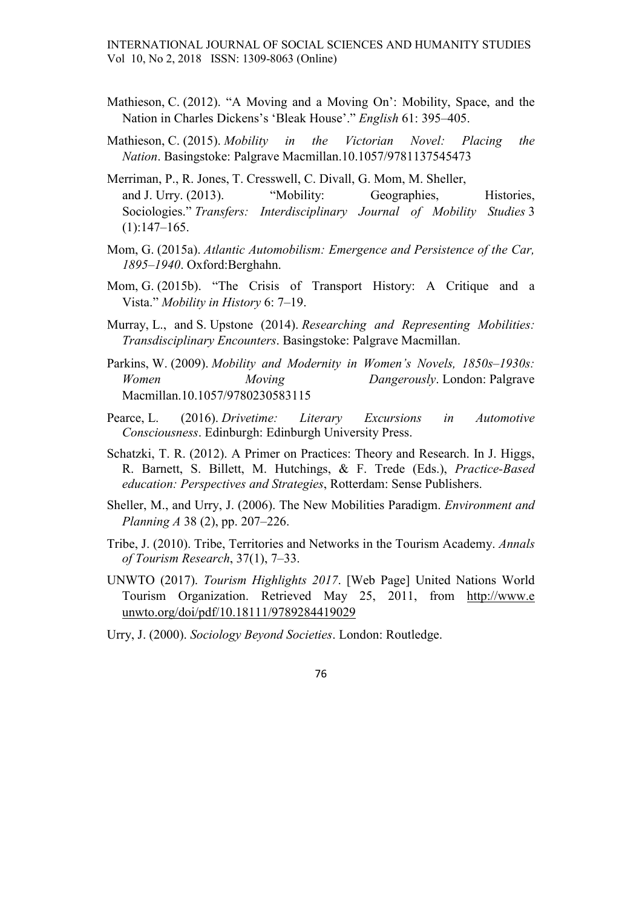Mathieson, C. (2012). "A Moving and a Moving On': Mobility, Space, and the Nation in Charles Dickens's 'Bleak House'." *English* 61: 395–405.

Mathieson, C. (2015). *Mobility in the Victorian Novel: Placing the Nation*. Basingstoke: Palgrave Macmillan.10.1057/9781137545473

Merriman, P., R. Jones, T. Cresswell, C. Divall, G. Mom, M. Sheller, and J. Urry. (2013). "Mobility: Geographies, Histories, Sociologies." *Transfers: Interdisciplinary Journal of Mobility Studies* 3 (1):147–165.

Mom, G. (2015a). *Atlantic Automobilism: Emergence and Persistence of the Car, 1895–1940*. Oxford:Berghahn.

Mom, G. (2015b). "The Crisis of Transport History: A Critique and a Vista." *Mobility in History* 6: 7–19.

Murray, L., and S. Upstone (2014). *Researching and Representing Mobilities: Transdisciplinary Encounters*. Basingstoke: Palgrave Macmillan.

Parkins, W. (2009). *Mobility and Modernity in Women's Novels, 1850s–1930s: Women Moving Dangerously*. London: Palgrave Macmillan.10.1057/9780230583115

Pearce, L. (2016). *Drivetime: Literary Excursions in Automotive Consciousness*. Edinburgh: Edinburgh University Press.

Schatzki, T. R. (2012). A Primer on Practices: Theory and Research. In J. Higgs, R. Barnett, S. Billett, M. Hutchings, & F. Trede (Eds.), *Practice-Based education: Perspectives and Strategies*, Rotterdam: Sense Publishers.

Sheller, M., and Urry, J. (2006). The New Mobilities Paradigm. *Environment and Planning A* 38 (2), pp. 207–226.

Tribe, J. (2010). Tribe, Territories and Networks in the Tourism Academy. *Annals of Tourism Research*, 37(1), 7–33.

UNWTO (2017). *Tourism Highlights 2017*. [Web Page] United Nations World Tourism Organization. Retrieved May 25, 2011, from http://www.e unwto.org/doi/pdf/10.18111/9789284419029

Urry, J. (2000). *Sociology Beyond Societies*. London: Routledge.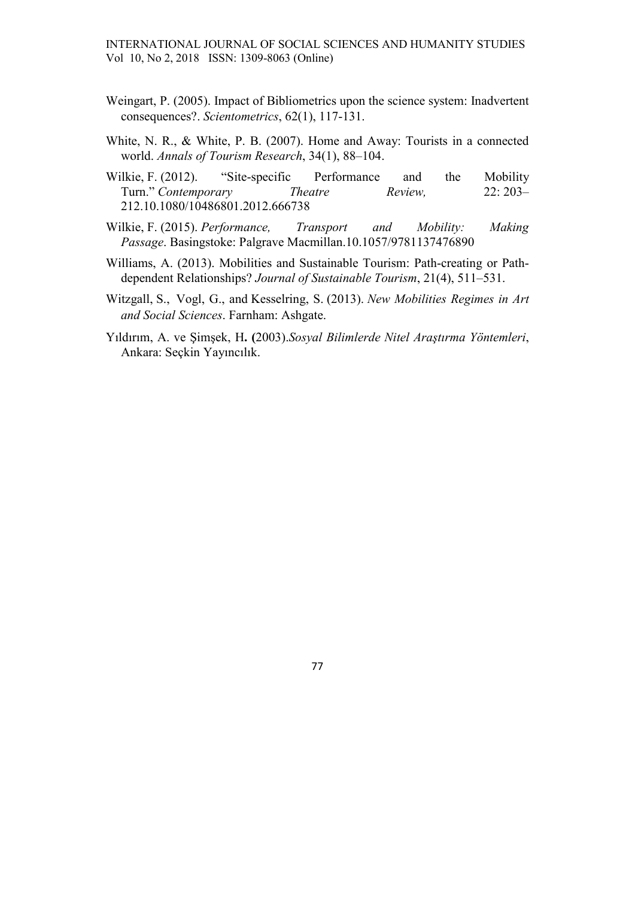Weingart, P. (2005). Impact of Bibliometrics upon the science system: Inadvertent consequences?. *Scientometrics*, 62(1), 117-131.

White, N. R., & White, P. B. (2007). Home and Away: Tourists in a connected world. *Annals of Tourism Research*, 34(1), 88–104.

Wilkie, F. (2012). "Site-specific Performance and the Mobility Turn." *Contemporary Theatre Review,* 22: 203–212.10.1080/10486801.2012.666738

Wilkie, F. (2015). *Performance, Transport and Mobility: Making Passage*. Basingstoke: Palgrave Macmillan.10.1057/9781137476890

Williams, A. (2013). Mobilities and Sustainable Tourism: Path-creating or Path-dependent Relationships? *Journal of Sustainable Tourism*, 21(4), 511–531.

Witzgall, S., Vogl, G., and Kesselring, S. (2013). *New Mobilities Regimes in Art and Social Sciences*. Farnham: Ashgate.

Yıldırım, A. ve Şimşek, H**.** **(**2003).*Sosyal Bilimlerde Nitel Araştırma Yöntemleri*, Ankara: Seçkin Yayıncılık.